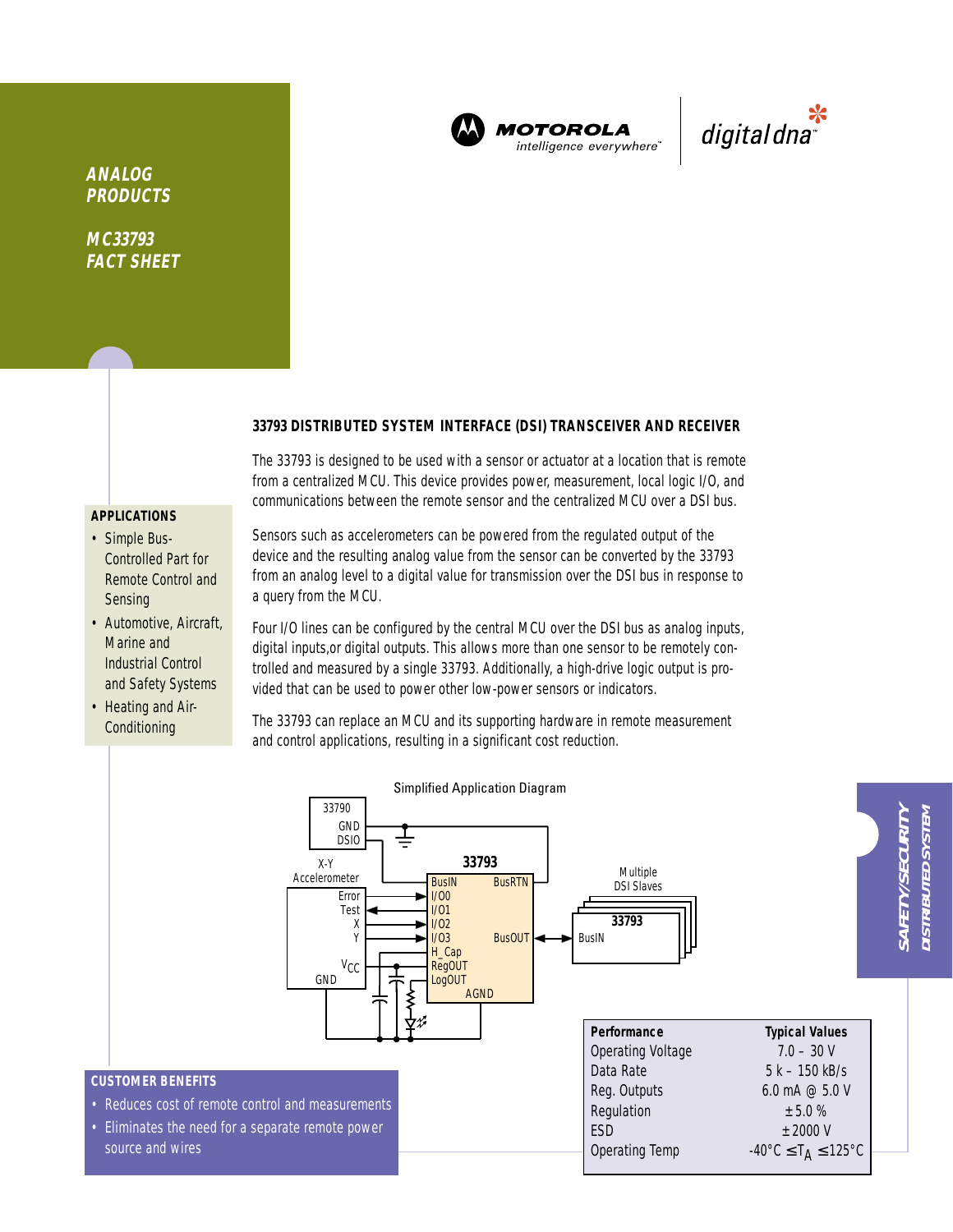ANALOG PRODUCTS

MC33793 FACT SHEET

MOTOROLA intelligence everywhere™ | digital dna™

## 33793 DISTRIBUTED SYSTEM INTERFACE (DSI) TRANSCEIVER AND RECEIVER

The 33793 is designed to be used with a sensor or actuator at a location that is remote from a centralized MCU. This device provides power, measurement, local logic I/O, and communications between the remote sensor and the centralized MCU over a DSI bus.

Sensors such as accelerometers can be powered from the regulated output of the device and the resulting analog value from the sensor can be converted by the 33793 from an analog level to a digital value for transmission over the DSI bus in response to a query from the MCU.

Four I/O lines can be configured by the central MCU over the DSI bus as analog inputs, digital inputs,or digital outputs. This allows more than one sensor to be remotely controlled and measured by a single 33793. Additionally, a high-drive logic output is provided that can be used to power other low-power sensors or indicators.

The 33793 can replace an MCU and its supporting hardware in remote measurement and control applications, resulting in a significant cost reduction.

### APPLICATIONS

- Simple Bus-Controlled Part for Remote Control and Sensing
- Automotive, Aircraft, Marine and Industrial Control and Safety Systems
- Heating and Air-Conditioning

Simplified Application Diagram

### CUSTOMER BENEFITS

- Reduces cost of remote control and measurements
- Eliminates the need for a separate remote power source and wires

| Performance | Typical Values |
|---|---|
| Operating Voltage | 7.0 – 30 V |
| Data Rate | 5 k – 150 kB/s |
| Reg. Outputs | 6.0 mA @ 5.0 V |
| Regulation | ±5.0 % |
| ESD | ±2000 V |
| Operating Temp | $-40°C \leq T_A \leq 125°C$ |

SAFETY/SECURITY DISTRIBUTED SYSTEM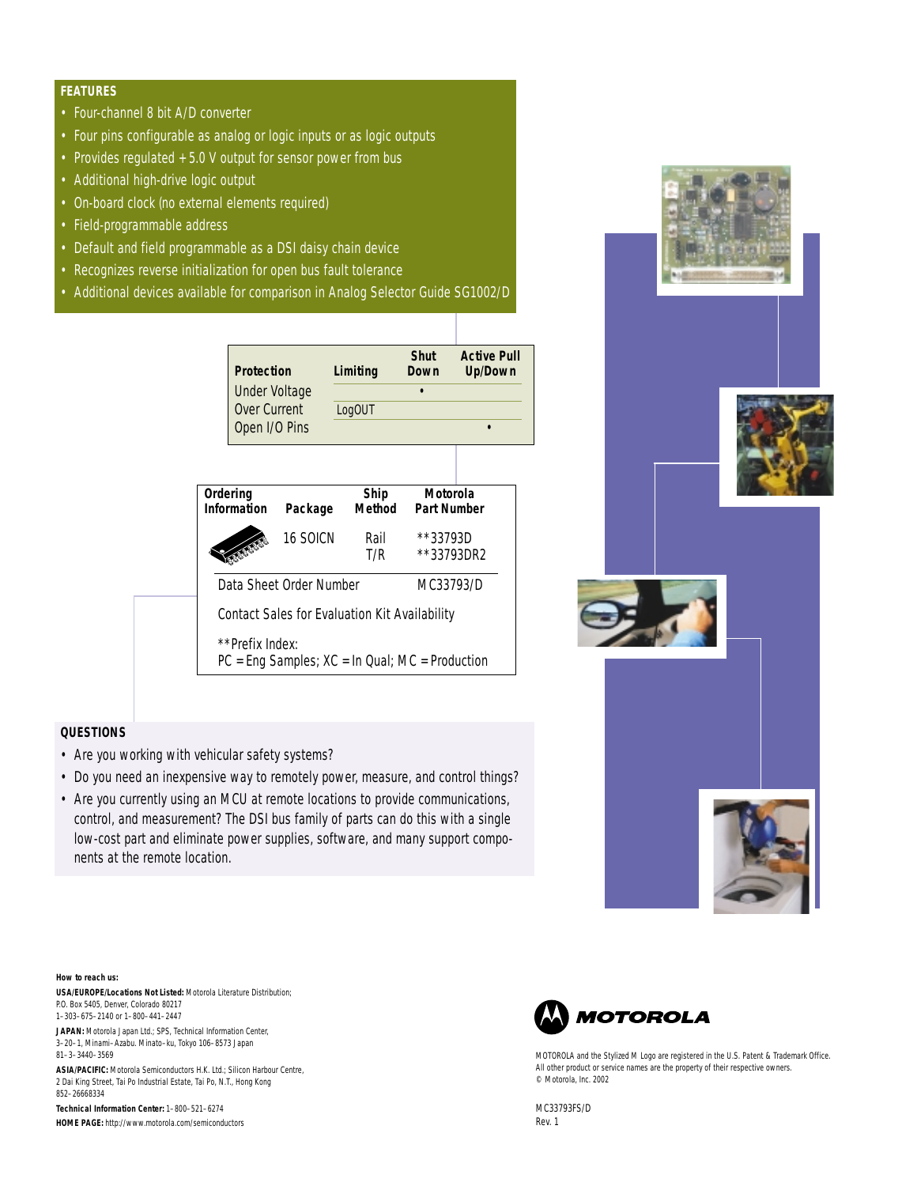## FEATURES

- Four-channel 8 bit A/D converter
- Four pins configurable as analog or logic inputs or as logic outputs
- Provides regulated +5.0 V output for sensor power from bus
- Additional high-drive logic output
- On-board clock (no external elements required)
- Field-programmable address
- Default and field programmable as a DSI daisy chain device
- Recognizes reverse initialization for open bus fault tolerance
- Additional devices available for comparison in Analog Selector Guide SG1002/D

| Protection | Limiting | Shut Down | Active Pull Up/Down |
|---|---|---|---|
| Under Voltage | | • | |
| Over Current | LogOUT | | |
| Open I/O Pins | | | • |

| Ordering Information | Package | Ship Method | Motorola Part Number |
|---|---|---|---|
| | 16 SOICN | Rail | **33793D |
| | | T/R | **33793DR2 |

Data Sheet Order Number MC33793/D

Contact Sales for Evaluation Kit Availability

**Prefix Index:
PC = Eng Samples; XC = In Qual; MC = Production

## QUESTIONS

- Are you working with vehicular safety systems?
- Do you need an inexpensive way to remotely power, measure, and control things?
- Are you currently using an MCU at remote locations to provide communications, control, and measurement? The DSI bus family of parts can do this with a single low-cost part and eliminate power supplies, software, and many support components at the remote location.

**How to reach us:**

**USA/EUROPE/Locations Not Listed:** Motorola Literature Distribution; P.O. Box 5405, Denver, Colorado 80217
1–303–675–2140 or 1–800–441–2447

**JAPAN:** Motorola Japan Ltd.; SPS, Technical Information Center, 3–20–1, Minami–Azabu. Minato–ku, Tokyo 106–8573 Japan
81–3–3440–3569

**ASIA/PACIFIC:** Motorola Semiconductors H.K. Ltd.; Silicon Harbour Centre, 2 Dai King Street, Tai Po Industrial Estate, Tai Po, N.T., Hong Kong
852–26668334

**Technical Information Center:** 1–800–521–6274

**HOME PAGE:** http://www.motorola.com/semiconductors

MOTOROLA

MOTOROLA and the Stylized M Logo are registered in the U.S. Patent & Trademark Office. All other product or service names are the property of their respective owners.
© Motorola, Inc. 2002

MC33793FS/D
Rev. 1